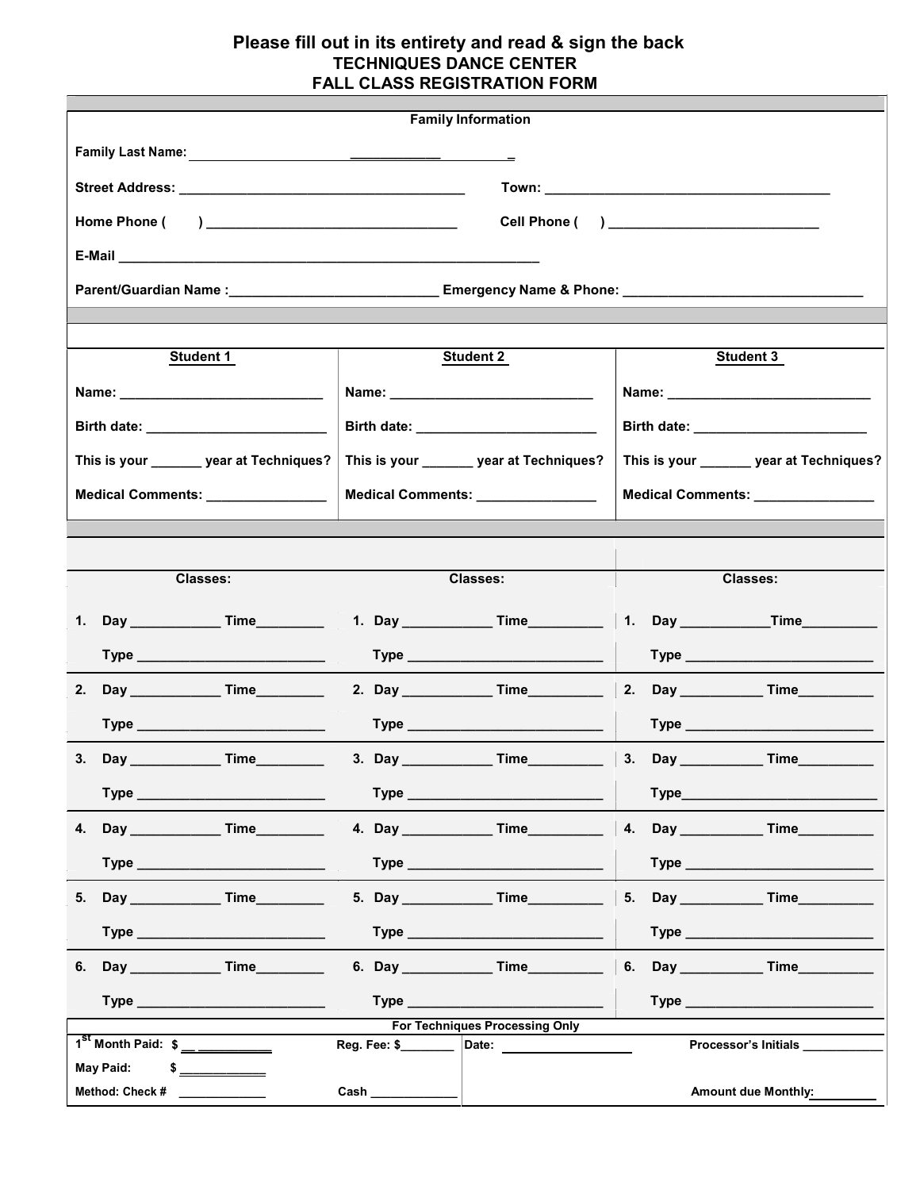**Please fill out in its entirety and read & sign the back**

# TECHNIQUES DANCE CENTER
## FALL CLASS REGISTRATION FORM

### Family Information

Family Last Name: ______________________________________ _

Street Address: ______________________________________ Town: ______________________________________

Home Phone ( ) _________________________________ Cell Phone ( ) ____________________________

E-Mail ________________________________________________________

Parent/Guardian Name :___________________________ Emergency Name & Phone: _______________________________

| Student 1 | Student 2 | Student 3 |
|---|---|---|
| Name: ___________________________ | Name: ___________________________ | Name: ___________________________ |
| Birth date: ________________________ | Birth date: ________________________ | Birth date: _______________________ |
| This is your _______ year at Techniques? | This is your _______ year at Techniques? | This is your _______ year at Techniques? |
| Medical Comments: ________________ | Medical Comments: ________________ | Medical Comments: ________________ |

| Classes: | Classes: | Classes: |
|---|---|---|
| 1. Day ____________ Time_________ | 1. Day ____________ Time__________ | 1. Day ____________Time__________ |
| Type _________________________ | Type ___________________________ | Type _________________________ |
| 2. Day ____________ Time_________ | 2. Day ____________ Time__________ | 2. Day ___________ Time__________ |
| Type _________________________ | Type ___________________________ | Type _________________________ |
| 3. Day ____________ Time_________ | 3. Day ____________ Time__________ | 3. Day ___________ Time__________ |
| Type _________________________ | Type ___________________________ | Type__________________________ |
| 4. Day ____________ Time_________ | 4. Day ____________ Time__________ | 4. Day ___________ Time__________ |
| Type _________________________ | Type ___________________________ | Type _________________________ |
| 5. Day ____________ Time_________ | 5. Day ____________ Time__________ | 5. Day ___________ Time__________ |
| Type _________________________ | Type ___________________________ | Type _________________________ |
| 6. Day ____________ Time_________ | 6. Day ____________ Time__________ | 6. Day ___________ Time__________ |
| Type _________________________ | Type ___________________________ | Type _________________________ |

**For Techniques Processing Only**

| | | | |
|---|---|---|---|
| 1st Month Paid: $ __ ___________ | Reg. Fee: $________ | Date: ___________________ | Processor's Initials ____________ |
| May Paid: $ _____________ | | | |
| Method: Check # _____________ | Cash _____________ | | Amount due Monthly:_________ |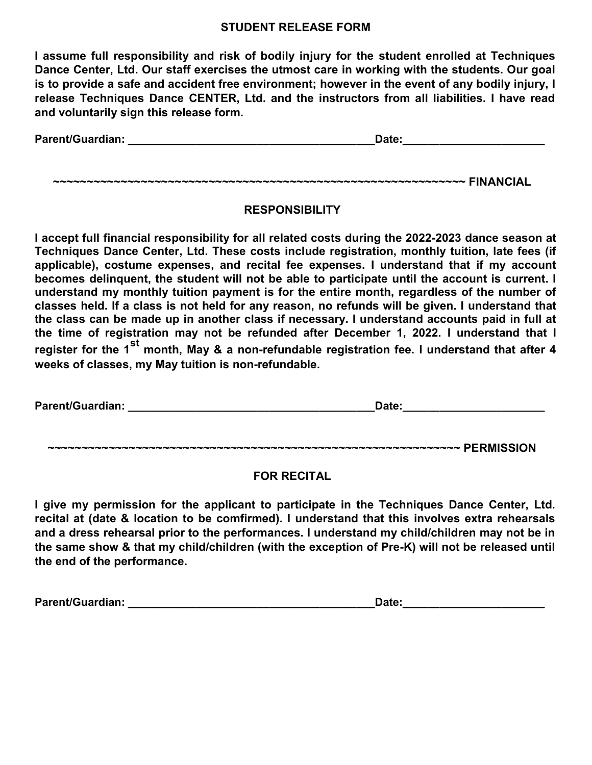## STUDENT RELEASE FORM

**I assume full responsibility and risk of bodily injury for the student enrolled at Techniques Dance Center, Ltd. Our staff exercises the utmost care in working with the students. Our goal is to provide a safe and accident free environment; however in the event of any bodily injury, I release Techniques Dance CENTER, Ltd. and the instructors from all liabilities. I have read and voluntarily sign this release form.**

**Parent/Guardian: ________________________________________Date:_______________________**

**~~~~~~~~~~~~~~~~~~~~~~~~~~~~~~~~~~~~~~~~~~~~~~~~~~~~~~~~~~~~~~~~ FINANCIAL**

## RESPONSIBILITY

**I accept full financial responsibility for all related costs during the 2022-2023 dance season at Techniques Dance Center, Ltd. These costs include registration, monthly tuition, late fees (if applicable), costume expenses, and recital fee expenses. I understand that if my account becomes delinquent, the student will not be able to participate until the account is current. I understand my monthly tuition payment is for the entire month, regardless of the number of classes held. If a class is not held for any reason, no refunds will be given. I understand that the class can be made up in another class if necessary. I understand accounts paid in full at the time of registration may not be refunded after December 1, 2022. I understand that I register for the 1st month, May & a non-refundable registration fee. I understand that after 4 weeks of classes, my May tuition is non-refundable.**

**Parent/Guardian: ________________________________________Date:_______________________**

**~~~~~~~~~~~~~~~~~~~~~~~~~~~~~~~~~~~~~~~~~~~~~~~~~~~~~~~~~~~~~~~~ PERMISSION**

## FOR RECITAL

**I give my permission for the applicant to participate in the Techniques Dance Center, Ltd. recital at (date & location to be comfirmed). I understand that this involves extra rehearsals and a dress rehearsal prior to the performances. I understand my child/children may not be in the same show & that my child/children (with the exception of Pre-K) will not be released until the end of the performance.**

**Parent/Guardian: ________________________________________Date:_______________________**